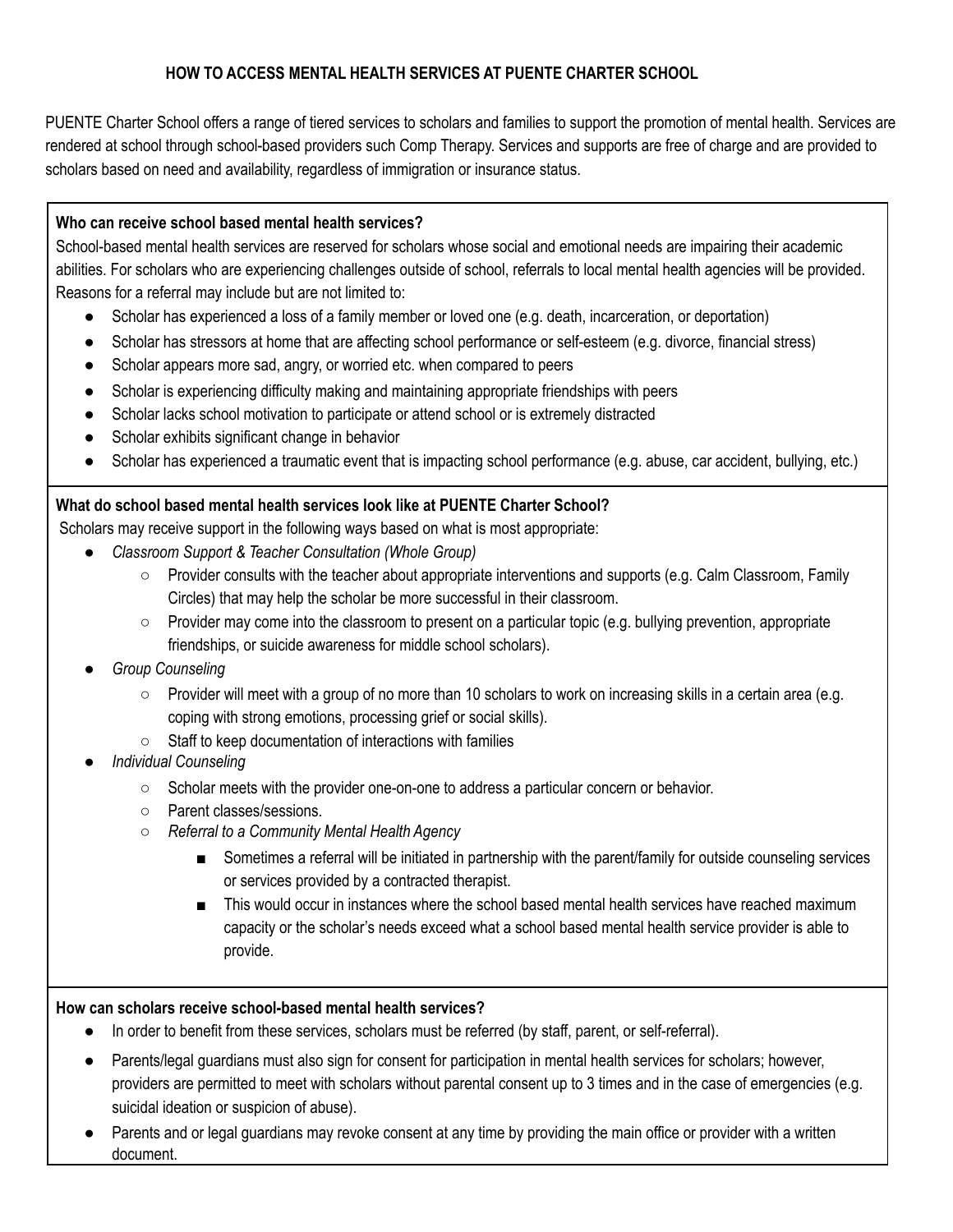# HOW TO ACCESS MENTAL HEALTH SERVICES AT PUENTE CHARTER SCHOOL

PUENTE Charter School offers a range of tiered services to scholars and families to support the promotion of mental health. Services are rendered at school through school-based providers such Comp Therapy. Services and supports are free of charge and are provided to scholars based on need and availability, regardless of immigration or insurance status.

**Who can receive school based mental health services?**

School-based mental health services are reserved for scholars whose social and emotional needs are impairing their academic abilities. For scholars who are experiencing challenges outside of school, referrals to local mental health agencies will be provided. Reasons for a referral may include but are not limited to:

- Scholar has experienced a loss of a family member or loved one (e.g. death, incarceration, or deportation)
- Scholar has stressors at home that are affecting school performance or self-esteem (e.g. divorce, financial stress)
- Scholar appears more sad, angry, or worried etc. when compared to peers
- Scholar is experiencing difficulty making and maintaining appropriate friendships with peers
- Scholar lacks school motivation to participate or attend school or is extremely distracted
- Scholar exhibits significant change in behavior
- Scholar has experienced a traumatic event that is impacting school performance (e.g. abuse, car accident, bullying, etc.)

**What do school based mental health services look like at PUENTE Charter School?**

Scholars may receive support in the following ways based on what is most appropriate:

- *Classroom Support & Teacher Consultation (Whole Group)*
  - Provider consults with the teacher about appropriate interventions and supports (e.g. Calm Classroom, Family Circles) that may help the scholar be more successful in their classroom.
  - Provider may come into the classroom to present on a particular topic (e.g. bullying prevention, appropriate friendships, or suicide awareness for middle school scholars).
- *Group Counseling*
  - Provider will meet with a group of no more than 10 scholars to work on increasing skills in a certain area (e.g. coping with strong emotions, processing grief or social skills).
  - Staff to keep documentation of interactions with families
- *Individual Counseling*
  - Scholar meets with the provider one-on-one to address a particular concern or behavior.
  - Parent classes/sessions.
  - *Referral to a Community Mental Health Agency*
    - Sometimes a referral will be initiated in partnership with the parent/family for outside counseling services or services provided by a contracted therapist.
    - This would occur in instances where the school based mental health services have reached maximum capacity or the scholar's needs exceed what a school based mental health service provider is able to provide.

**How can scholars receive school-based mental health services?**

- In order to benefit from these services, scholars must be referred (by staff, parent, or self-referral).
- Parents/legal guardians must also sign for consent for participation in mental health services for scholars; however, providers are permitted to meet with scholars without parental consent up to 3 times and in the case of emergencies (e.g. suicidal ideation or suspicion of abuse).
- Parents and or legal guardians may revoke consent at any time by providing the main office or provider with a written document.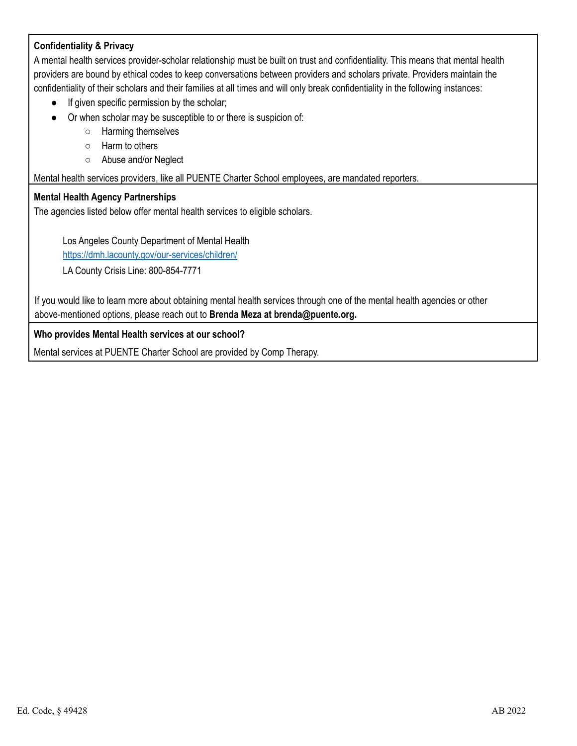**Confidentiality & Privacy**

A mental health services provider-scholar relationship must be built on trust and confidentiality. This means that mental health providers are bound by ethical codes to keep conversations between providers and scholars private. Providers maintain the confidentiality of their scholars and their families at all times and will only break confidentiality in the following instances:

- If given specific permission by the scholar;
- Or when scholar may be susceptible to or there is suspicion of:
  - Harming themselves
  - Harm to others
  - Abuse and/or Neglect

Mental health services providers, like all PUENTE Charter School employees, are mandated reporters.

**Mental Health Agency Partnerships**

The agencies listed below offer mental health services to eligible scholars.

Los Angeles County Department of Mental Health
https://dmh.lacounty.gov/our-services/children/
LA County Crisis Line: 800-854-7771

If you would like to learn more about obtaining mental health services through one of the mental health agencies or other above-mentioned options, please reach out to **Brenda Meza at brenda@puente.org.**

**Who provides Mental Health services at our school?**

Mental services at PUENTE Charter School are provided by Comp Therapy.

Ed. Code, § 49428 AB 2022